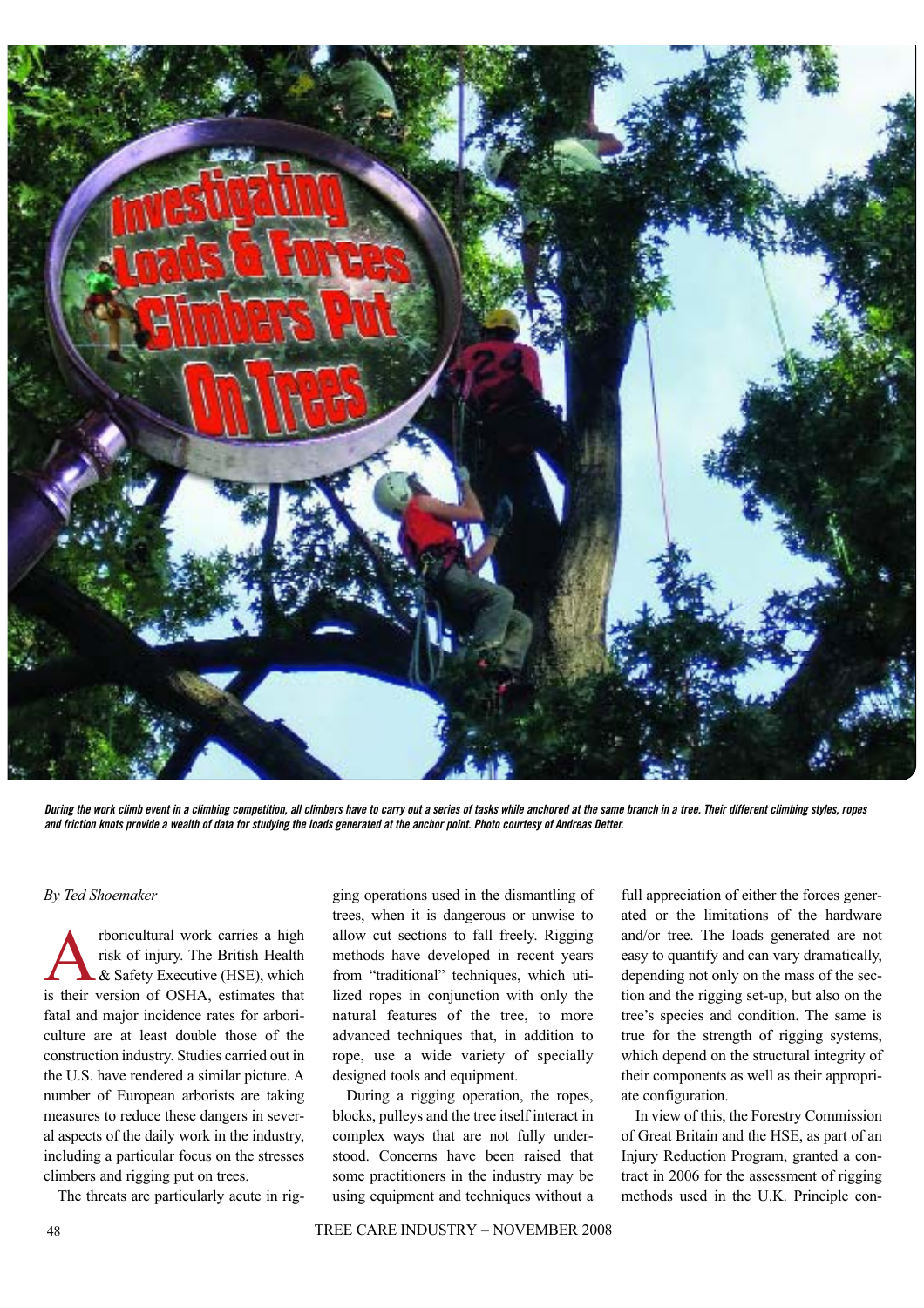# Investigating Loads & Forces Climbers Put On Trees

*During the work climb event in a climbing competition, all climbers have to carry out a series of tasks while anchored at the same branch in a tree. Their different climbing styles, ropes and friction knots provide a wealth of data for studying the loads generated at the anchor point. Photo courtesy of Andreas Detter.*

*By Ted Shoemaker*

Arboricultural work carries a high risk of injury. The British Health & Safety Executive (HSE), which is their version of OSHA, estimates that fatal and major incidence rates for arboriculture are at least double those of the construction industry. Studies carried out in the U.S. have rendered a similar picture. A number of European arborists are taking measures to reduce these dangers in several aspects of the daily work in the industry, including a particular focus on the stresses climbers and rigging put on trees.

The threats are particularly acute in rigging operations used in the dismantling of trees, when it is dangerous or unwise to allow cut sections to fall freely. Rigging methods have developed in recent years from "traditional" techniques, which utilized ropes in conjunction with only the natural features of the tree, to more advanced techniques that, in addition to rope, use a wide variety of specially designed tools and equipment.

During a rigging operation, the ropes, blocks, pulleys and the tree itself interact in complex ways that are not fully understood. Concerns have been raised that some practitioners in the industry may be using equipment and techniques without a full appreciation of either the forces generated or the limitations of the hardware and/or tree. The loads generated are not easy to quantify and can vary dramatically, depending not only on the mass of the section and the rigging set-up, but also on the tree's species and condition. The same is true for the strength of rigging systems, which depend on the structural integrity of their components as well as their appropriate configuration.

In view of this, the Forestry Commission of Great Britain and the HSE, as part of an Injury Reduction Program, granted a contract in 2006 for the assessment of rigging methods used in the U.K. Principle con-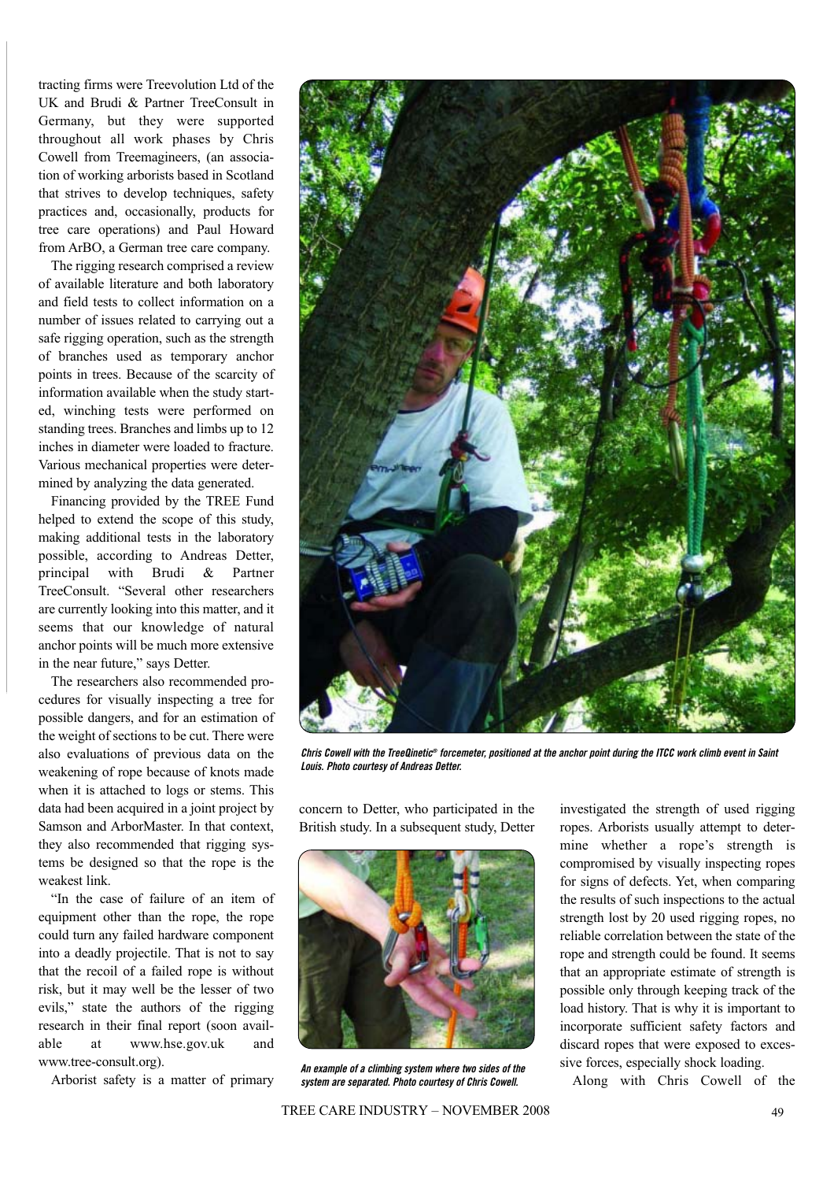tracting firms were Treevolution Ltd of the UK and Brudi & Partner TreeConsult in Germany, but they were supported throughout all work phases by Chris Cowell from Treemagineers, (an association of working arborists based in Scotland that strives to develop techniques, safety practices and, occasionally, products for tree care operations) and Paul Howard from ArBO, a German tree care company.

The rigging research comprised a review of available literature and both laboratory and field tests to collect information on a number of issues related to carrying out a safe rigging operation, such as the strength of branches used as temporary anchor points in trees. Because of the scarcity of information available when the study started, winching tests were performed on standing trees. Branches and limbs up to 12 inches in diameter were loaded to fracture. Various mechanical properties were determined by analyzing the data generated.

Financing provided by the TREE Fund helped to extend the scope of this study, making additional tests in the laboratory possible, according to Andreas Detter, principal with Brudi & Partner TreeConsult. "Several other researchers are currently looking into this matter, and it seems that our knowledge of natural anchor points will be much more extensive in the near future," says Detter.

The researchers also recommended procedures for visually inspecting a tree for possible dangers, and for an estimation of the weight of sections to be cut. There were also evaluations of previous data on the weakening of rope because of knots made when it is attached to logs or stems. This data had been acquired in a joint project by Samson and ArborMaster. In that context, they also recommended that rigging systems be designed so that the rope is the weakest link.

"In the case of failure of an item of equipment other than the rope, the rope could turn any failed hardware component into a deadly projectile. That is not to say that the recoil of a failed rope is without risk, but it may well be the lesser of two evils," state the authors of the rigging research in their final report (soon available at www.hse.gov.uk and www.tree-consult.org).

*Chris Cowell with the TreeQinetic® forcemeter, positioned at the anchor point during the ITCC work climb event in Saint Louis. Photo courtesy of Andreas Detter.*

Arborist safety is a matter of primary concern to Detter, who participated in the British study. In a subsequent study, Detter investigated the strength of used rigging ropes. Arborists usually attempt to determine whether a rope's strength is compromised by visually inspecting ropes for signs of defects. Yet, when comparing the results of such inspections to the actual strength lost by 20 used rigging ropes, no reliable correlation between the state of the rope and strength could be found. It seems that an appropriate estimate of strength is possible only through keeping track of the load history. That is why it is important to incorporate sufficient safety factors and discard ropes that were exposed to excessive forces, especially shock loading.

*An example of a climbing system where two sides of the system are separated. Photo courtesy of Chris Cowell.*

Along with Chris Cowell of the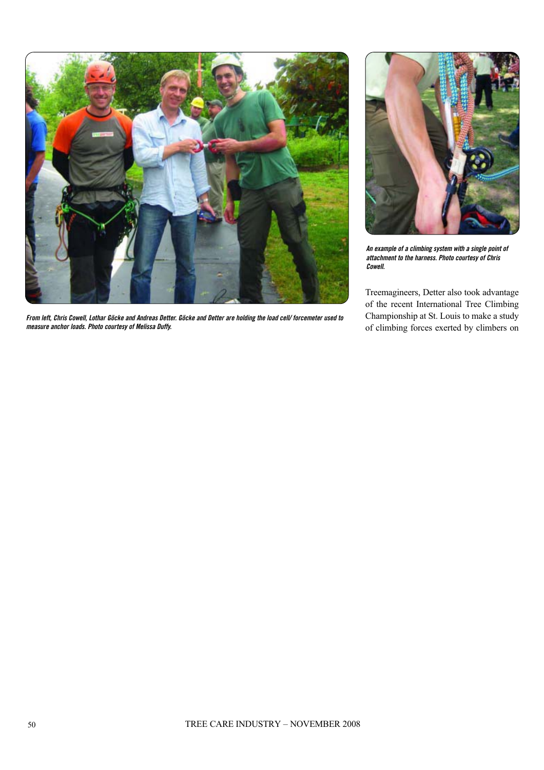*From left, Chris Cowell, Lothar Göcke and Andreas Detter. Göcke and Detter are holding the load cell/ forcemeter used to measure anchor loads. Photo courtesy of Melissa Duffy.*

*An example of a climbing system with a single point of attachment to the harness. Photo courtesy of Chris Cowell.*

Treemagineers, Detter also took advantage of the recent International Tree Climbing Championship at St. Louis to make a study of climbing forces exerted by climbers on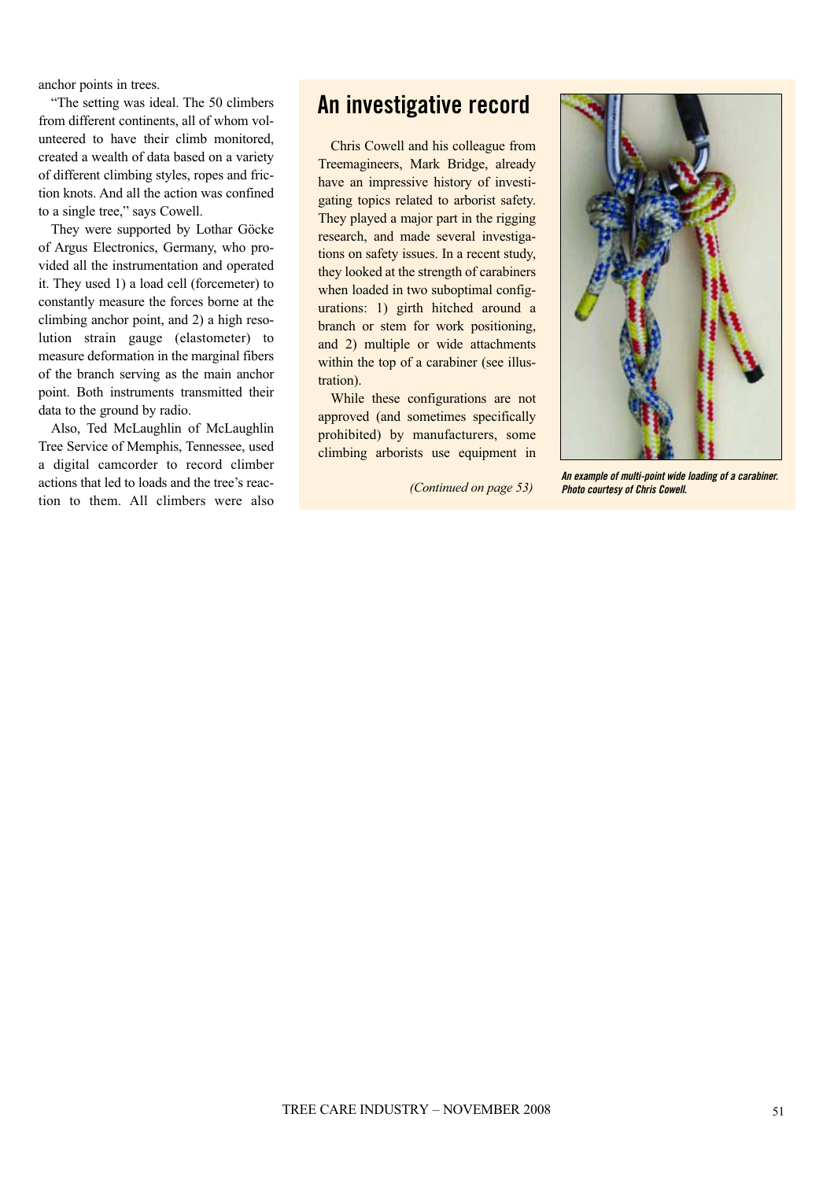anchor points in trees.

"The setting was ideal. The 50 climbers from different continents, all of whom volunteered to have their climb monitored, created a wealth of data based on a variety of different climbing styles, ropes and friction knots. And all the action was confined to a single tree," says Cowell.

They were supported by Lothar Göcke of Argus Electronics, Germany, who provided all the instrumentation and operated it. They used 1) a load cell (forcemeter) to constantly measure the forces borne at the climbing anchor point, and 2) a high resolution strain gauge (elastometer) to measure deformation in the marginal fibers of the branch serving as the main anchor point. Both instruments transmitted their data to the ground by radio.

Also, Ted McLaughlin of McLaughlin Tree Service of Memphis, Tennessee, used a digital camcorder to record climber actions that led to loads and the tree's reaction to them. All climbers were also

## An investigative record

Chris Cowell and his colleague from Treemagineers, Mark Bridge, already have an impressive history of investigating topics related to arborist safety. They played a major part in the rigging research, and made several investigations on safety issues. In a recent study, they looked at the strength of carabiners when loaded in two suboptimal configurations: 1) girth hitched around a branch or stem for work positioning, and 2) multiple or wide attachments within the top of a carabiner (see illustration).

While these configurations are not approved (and sometimes specifically prohibited) by manufacturers, some climbing arborists use equipment in

*(Continued on page 53)*

***An example of multi-point wide loading of a carabiner. Photo courtesy of Chris Cowell.***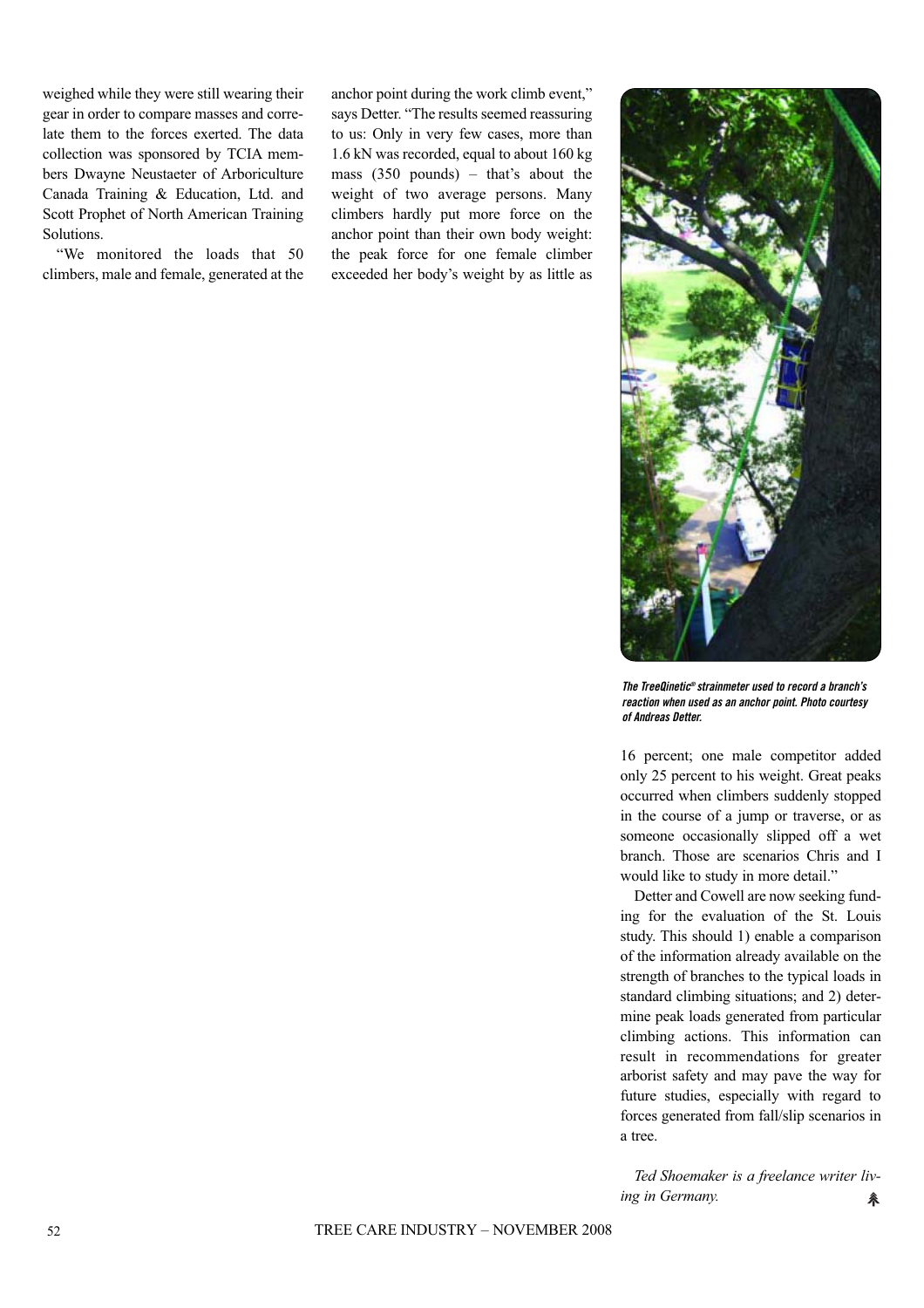weighed while they were still wearing their gear in order to compare masses and correlate them to the forces exerted. The data collection was sponsored by TCIA members Dwayne Neustaeter of Arboriculture Canada Training & Education, Ltd. and Scott Prophet of North American Training Solutions.

"We monitored the loads that 50 climbers, male and female, generated at the anchor point during the work climb event," says Detter. "The results seemed reassuring to us: Only in very few cases, more than 1.6 kN was recorded, equal to about 160 kg mass (350 pounds) – that's about the weight of two average persons. Many climbers hardly put more force on the anchor point than their own body weight: the peak force for one female climber exceeded her body's weight by as little as 16 percent; one male competitor added only 25 percent to his weight. Great peaks occurred when climbers suddenly stopped in the course of a jump or traverse, or as someone occasionally slipped off a wet branch. Those are scenarios Chris and I would like to study in more detail."

*The TreeQinetic® strainmeter used to record a branch's reaction when used as an anchor point. Photo courtesy of Andreas Detter.*

Detter and Cowell are now seeking funding for the evaluation of the St. Louis study. This should 1) enable a comparison of the information already available on the strength of branches to the typical loads in standard climbing situations; and 2) determine peak loads generated from particular climbing actions. This information can result in recommendations for greater arborist safety and may pave the way for future studies, especially with regard to forces generated from fall/slip scenarios in a tree.

*Ted Shoemaker is a freelance writer living in Germany.*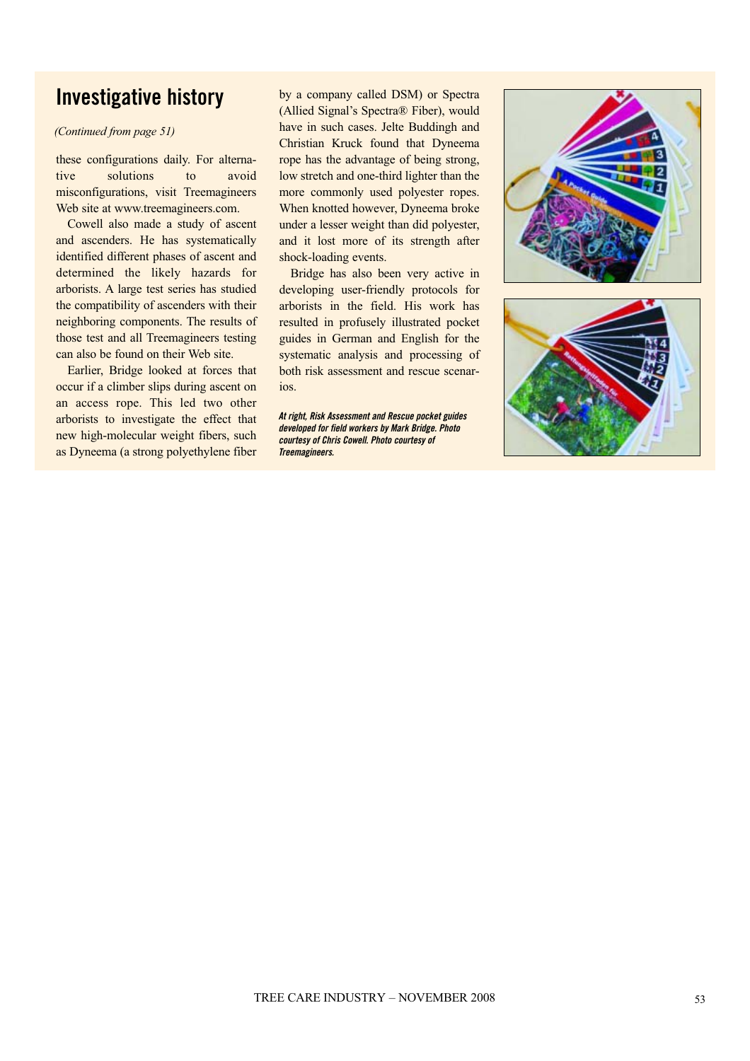## Investigative history

*(Continued from page 51)*

these configurations daily. For alternative solutions to avoid misconfigurations, visit Treemagineers Web site at www.treemagineers.com.

Cowell also made a study of ascent and ascenders. He has systematically identified different phases of ascent and determined the likely hazards for arborists. A large test series has studied the compatibility of ascenders with their neighboring components. The results of those test and all Treemagineers testing can also be found on their Web site.

Earlier, Bridge looked at forces that occur if a climber slips during ascent on an access rope. This led two other arborists to investigate the effect that new high-molecular weight fibers, such as Dyneema (a strong polyethylene fiber by a company called DSM) or Spectra (Allied Signal's Spectra® Fiber), would have in such cases. Jelte Buddingh and Christian Kruck found that Dyneema rope has the advantage of being strong, low stretch and one-third lighter than the more commonly used polyester ropes. When knotted however, Dyneema broke under a lesser weight than did polyester, and it lost more of its strength after shock-loading events.

Bridge has also been very active in developing user-friendly protocols for arborists in the field. His work has resulted in profusely illustrated pocket guides in German and English for the systematic analysis and processing of both risk assessment and rescue scenarios.

***At right, Risk Assessment and Rescue pocket guides developed for field workers by Mark Bridge. Photo courtesy of Chris Cowell. Photo courtesy of Treemagineers.***